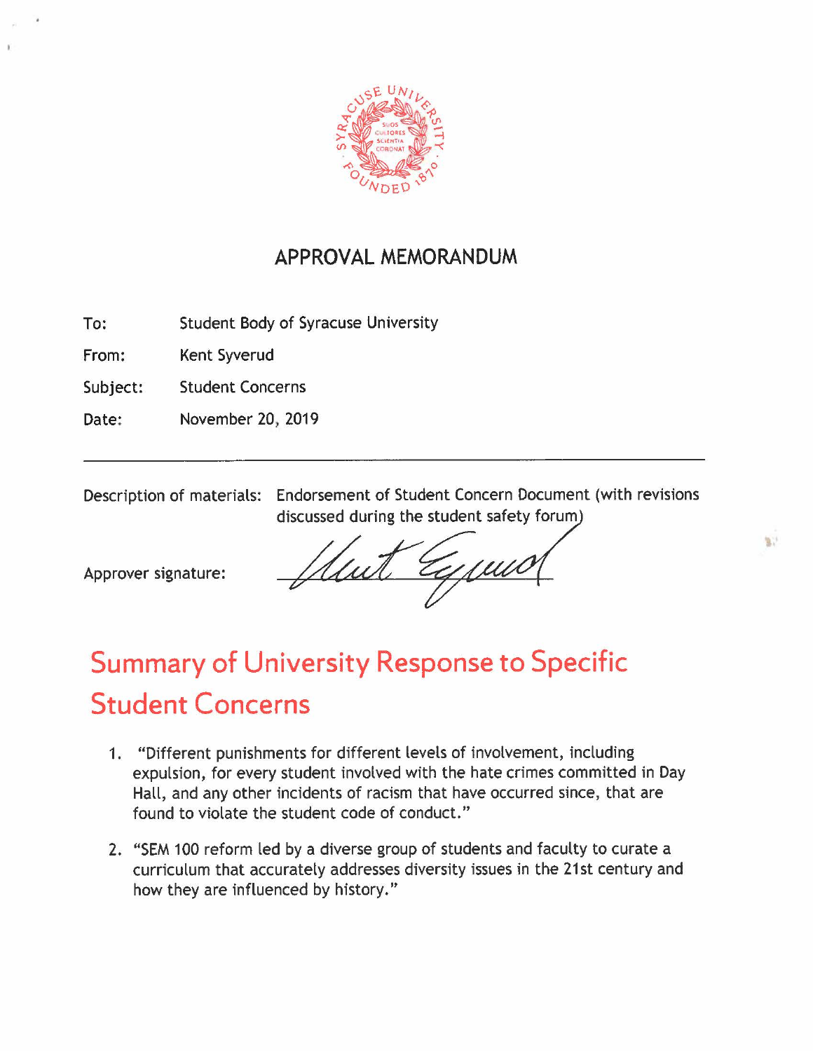# APPROVAL MEMORANDUM

To: Student Body of Syracuse University

From: Kent Syverud

Subject: Student Concerns

Date: November 20, 2019

---

Description of materials: Endorsement of Student Concern Document (with revisions discussed during the student safety forum)

Approver signature:

# Summary of University Response to Specific Student Concerns

1. "Different punishments for different levels of involvement, including expulsion, for every student involved with the hate crimes committed in Day Hall, and any other incidents of racism that have occurred since, that are found to violate the student code of conduct."
2. "SEM 100 reform led by a diverse group of students and faculty to curate a curriculum that accurately addresses diversity issues in the 21st century and how they are influenced by history."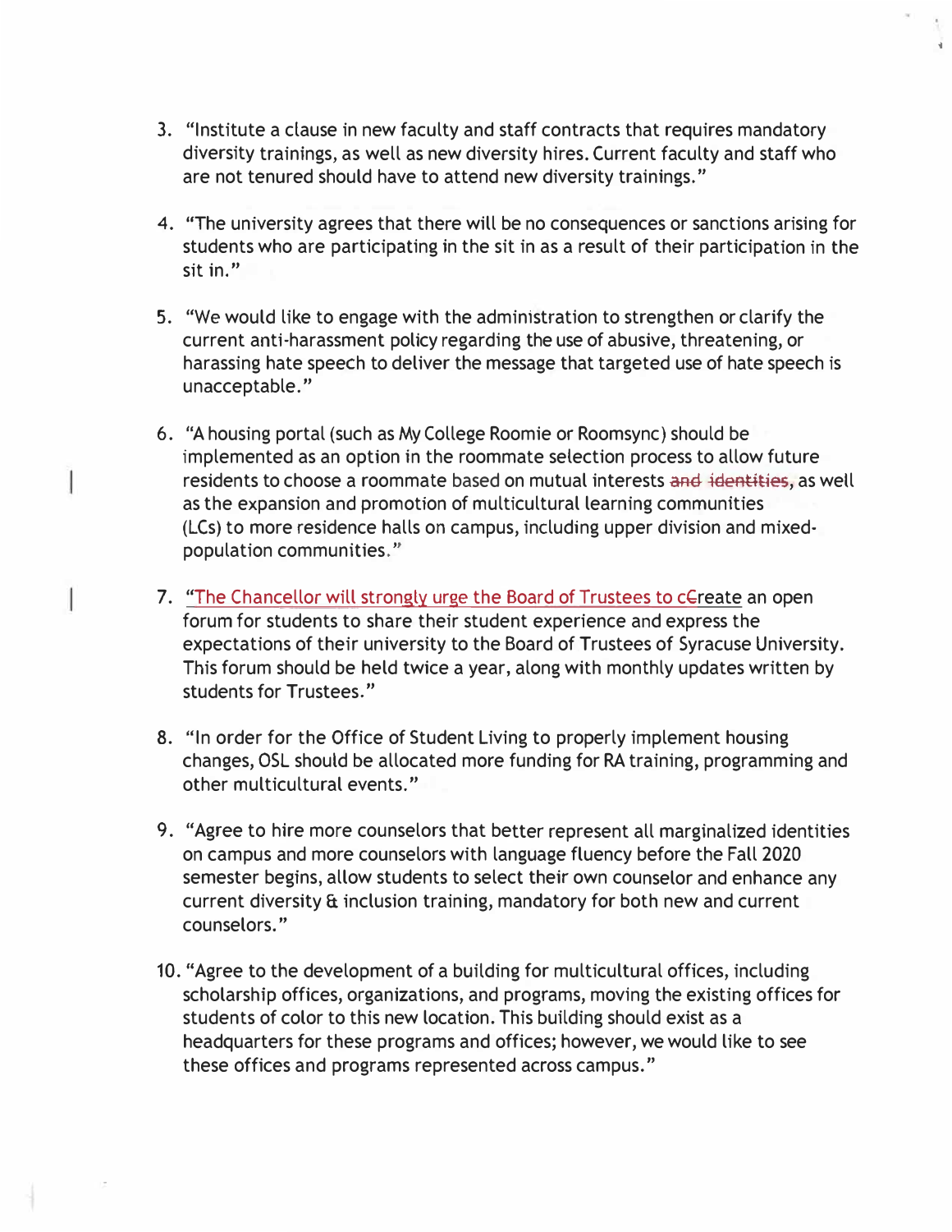3. "Institute a clause in new faculty and staff contracts that requires mandatory diversity trainings, as well as new diversity hires. Current faculty and staff who are not tenured should have to attend new diversity trainings."

4. "The university agrees that there will be no consequences or sanctions arising for students who are participating in the sit in as a result of their participation in the sit in."

5. "We would like to engage with the administration to strengthen or clarify the current anti-harassment policy regarding the use of abusive, threatening, or harassing hate speech to deliver the message that targeted use of hate speech is unacceptable."

6. "A housing portal (such as My College Roomie or Roomsync) should be implemented as an option in the roommate selection process to allow future residents to choose a roommate based on mutual interests ~~and identities~~, as well as the expansion and promotion of multicultural learning communities (LCs) to more residence halls on campus, including upper division and mixed-population communities."

7. "The Chancellor will strongly urge the Board of Trustees to c~~C~~reate an open forum for students to share their student experience and express the expectations of their university to the Board of Trustees of Syracuse University. This forum should be held twice a year, along with monthly updates written by students for Trustees."

8. "In order for the Office of Student Living to properly implement housing changes, OSL should be allocated more funding for RA training, programming and other multicultural events."

9. "Agree to hire more counselors that better represent all marginalized identities on campus and more counselors with language fluency before the Fall 2020 semester begins, allow students to select their own counselor and enhance any current diversity & inclusion training, mandatory for both new and current counselors."

10. "Agree to the development of a building for multicultural offices, including scholarship offices, organizations, and programs, moving the existing offices for students of color to this new location. This building should exist as a headquarters for these programs and offices; however, we would like to see these offices and programs represented across campus."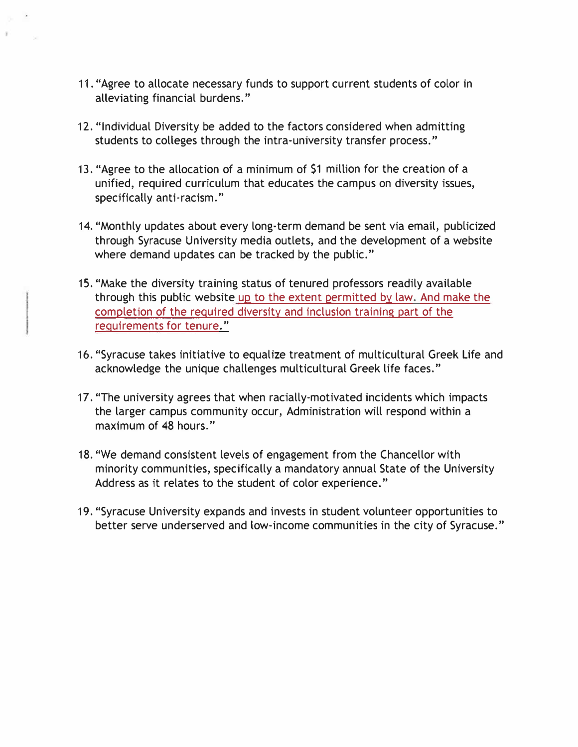11. "Agree to allocate necessary funds to support current students of color in alleviating financial burdens."

12. "Individual Diversity be added to the factors considered when admitting students to colleges through the intra-university transfer process."

13. "Agree to the allocation of a minimum of $1 million for the creation of a unified, required curriculum that educates the campus on diversity issues, specifically anti-racism."

14. "Monthly updates about every long-term demand be sent via email, publicized through Syracuse University media outlets, and the development of a website where demand updates can be tracked by the public."

15. "Make the diversity training status of tenured professors readily available through this public website up to the extent permitted by law. And make the completion of the required diversity and inclusion training part of the requirements for tenure."

16. "Syracuse takes initiative to equalize treatment of multicultural Greek Life and acknowledge the unique challenges multicultural Greek life faces."

17. "The university agrees that when racially-motivated incidents which impacts the larger campus community occur, Administration will respond within a maximum of 48 hours."

18. "We demand consistent levels of engagement from the Chancellor with minority communities, specifically a mandatory annual State of the University Address as it relates to the student of color experience."

19. "Syracuse University expands and invests in student volunteer opportunities to better serve underserved and low-income communities in the city of Syracuse."